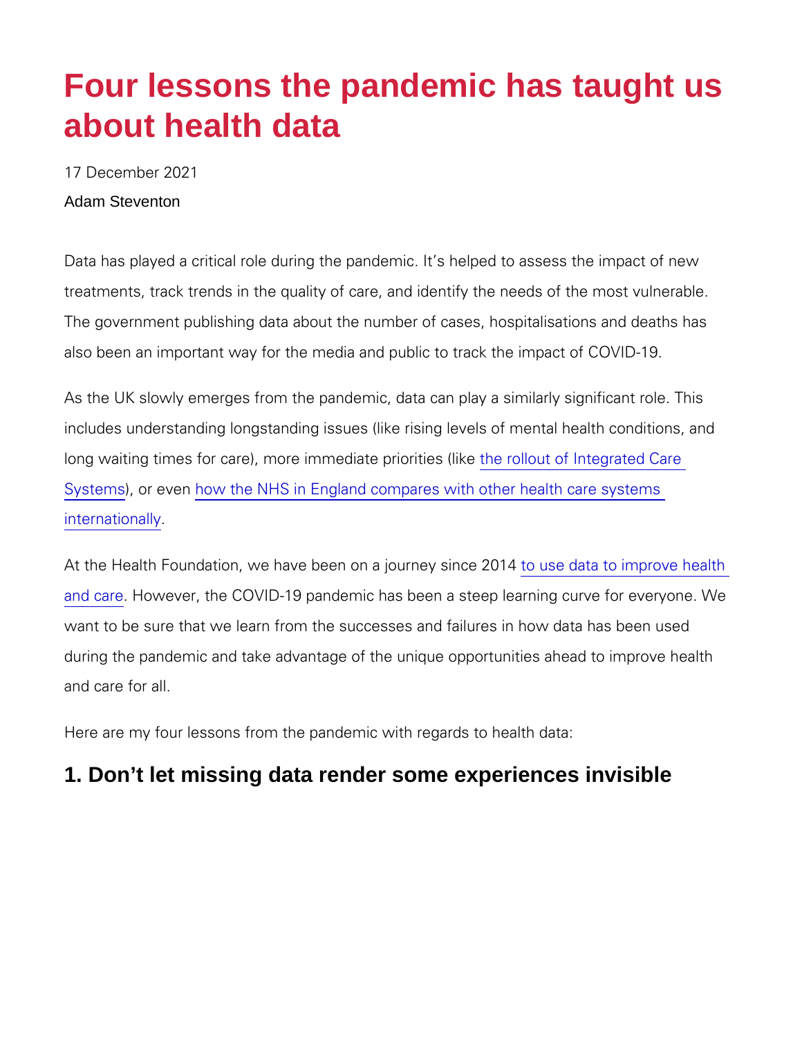# Four lessons the pandemic has taught us about health data

17 December 2021

Adam Steventon

Data has played a critical role during the pandemic. It's helped to assess the impact of new treatments, track trends in the quality of care, and identify the needs of the most vulnerable. The government publishing data about the number of cases, hospitalisations and deaths has also been an important way for the media and public to track the impact of COVID-19.

As the UK slowly emerges from the pandemic, data can play a similarly significant role. This includes understanding longstanding issues (like rising levels of mental health conditions, and long waiting times for care), more immediate priorities (like the rollout of Integrated Care Systems), or even how the NHS in England compares with other health care systems internationally.

At the Health Foundation, we have been on a journey since 2014 to use data to improve health and care. However, the COVID-19 pandemic has been a steep learning curve for everyone. We want to be sure that we learn from the successes and failures in how data has been used during the pandemic and take advantage of the unique opportunities ahead to improve health and care for all.

Here are my four lessons from the pandemic with regards to health data:

## 1. Don't let missing data render some experiences invisible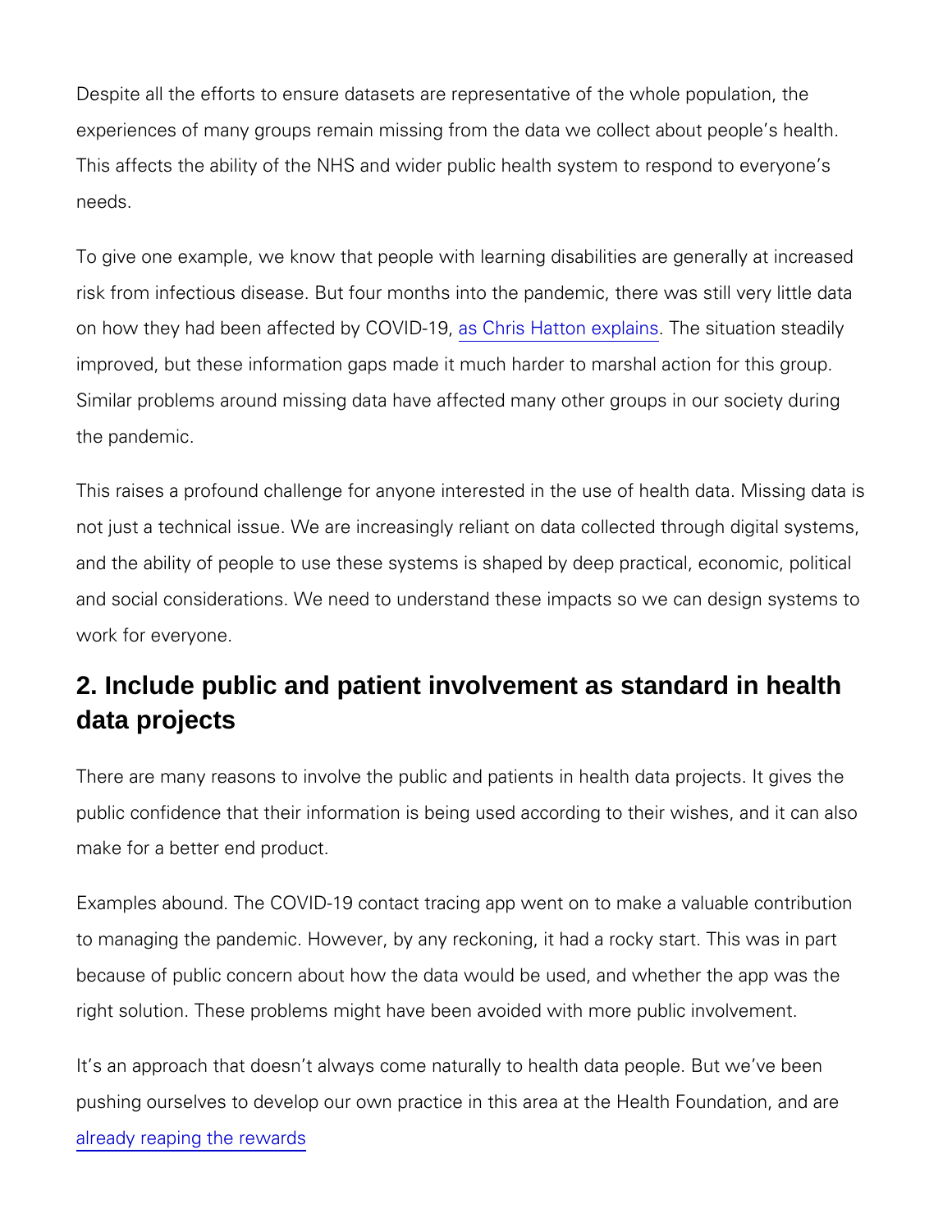Despite all the efforts to ensure datasets are representative of the whole population, the experiences of many groups remain missing from the data we collect about people's health. This affects the ability of the NHS and wider public health system to respond to everyone's needs.

To give one example, we know that people with learning disabilities are generally at increased risk from infectious disease. But four months into the pandemic, there was still very little data on how they had been affected by COVID-19, as Chris Hatton explains. The situation steadily improved, but these information gaps made it much harder to marshal action for this group. Similar problems around missing data have affected many other groups in our society during the pandemic.

This raises a profound challenge for anyone interested in the use of health data. Missing data is not just a technical issue. We are increasingly reliant on data collected through digital systems, and the ability of people to use these systems is shaped by deep practical, economic, political and social considerations. We need to understand these impacts so we can design systems to work for everyone.

## 2. Include public and patient involvement as standard in health data projects

There are many reasons to involve the public and patients in health data projects. It gives the public confidence that their information is being used according to their wishes, and it can also make for a better end product.

Examples abound. The COVID-19 contact tracing app went on to make a valuable contribution to managing the pandemic. However, by any reckoning, it had a rocky start. This was in part because of public concern about how the data would be used, and whether the app was the right solution. These problems might have been avoided with more public involvement.

It's an approach that doesn't always come naturally to health data people. But we've been pushing ourselves to develop our own practice in this area at the Health Foundation, and are already reaping the rewards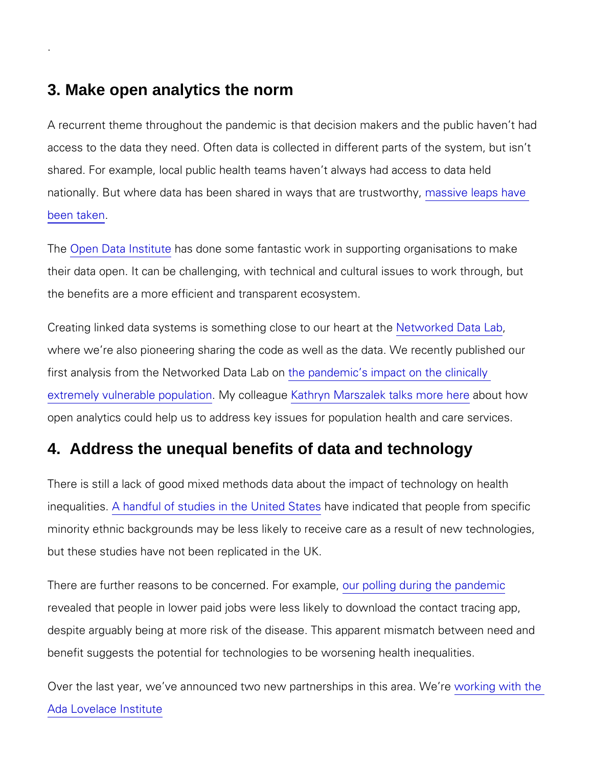## 3. Make open analytics the norm

A recurrent theme throughout the pandemic is that decision makers and the public haven't had access to the data they need. Often data is collected in different parts of the system, but isn't shared. For example, local public health teams haven't always had access to data held nationally. But where data has been shared in ways that are trustworthy, massive leaps have been taken.

The Open Data Institute has done some fantastic work in supporting organisations to make their data open. It can be challenging, with technical and cultural issues to work through, but the benefits are a more efficient and transparent ecosystem.

Creating linked data systems is something close to our heart at the Networked Data Lab, where we're also pioneering sharing the code as well as the data. We recently published our first analysis from the Networked Data Lab on the pandemic's impact on the clinically extremely vulnerable population. My colleague Kathryn Marszalek talks more here about how open analytics could help us to address key issues for population health and care services.

## 4. Address the unequal benefits of data and technology

There is still a lack of good mixed methods data about the impact of technology on health inequalities. A handful of studies in the United States have indicated that people from specific minority ethnic backgrounds may be less likely to receive care as a result of new technologies, but these studies have not been replicated in the UK.

There are further reasons to be concerned. For example, our polling during the pandemic revealed that people in lower paid jobs were less likely to download the contact tracing app, despite arguably being at more risk of the disease. This apparent mismatch between need and benefit suggests the potential for technologies to be worsening health inequalities.

Over the last year, we've announced two new partnerships in this area. We're working with the Ada Lovelace Institute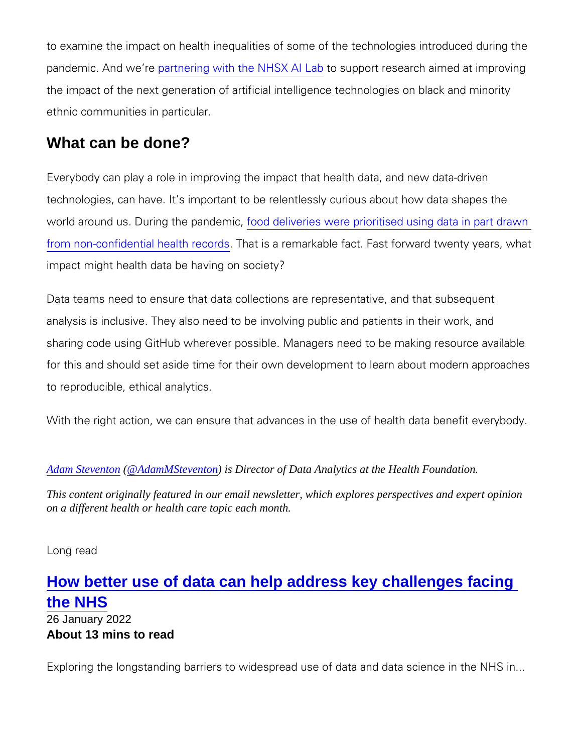to examine the impact on health inequalities of some of the technologies introduced during the pandemic. And we're partnering with the NHSX AI Lab to support research aimed at improving the impact of the next generation of artificial intelligence technologies on black and minority ethnic communities in particular.

## What can be done?

Everybody can play a role in improving the impact that health data, and new data-driven technologies, can have. It's important to be relentlessly curious about how data shapes the world around us. During the pandemic, food deliveries were prioritised using data in part drawn from non-confidential health records. That is a remarkable fact. Fast forward twenty years, what impact might health data be having on society?

Data teams need to ensure that data collections are representative, and that subsequent analysis is inclusive. They also need to be involving public and patients in their work, and sharing code using GitHub wherever possible. Managers need to be making resource available for this and should set aside time for their own development to learn about modern approaches to reproducible, ethical analytics.

With the right action, we can ensure that advances in the use of health data benefit everybody.

*Adam Steventon (@AdamMSteventon) is Director of Data Analytics at the Health Foundation.*

*This content originally featured in our email newsletter, which explores perspectives and expert opinion on a different health or health care topic each month.*

Long read

## How better use of data can help address key challenges facing the NHS

26 January 2022

**About 13 mins to read**

Exploring the longstanding barriers to widespread use of data and data science in the NHS in...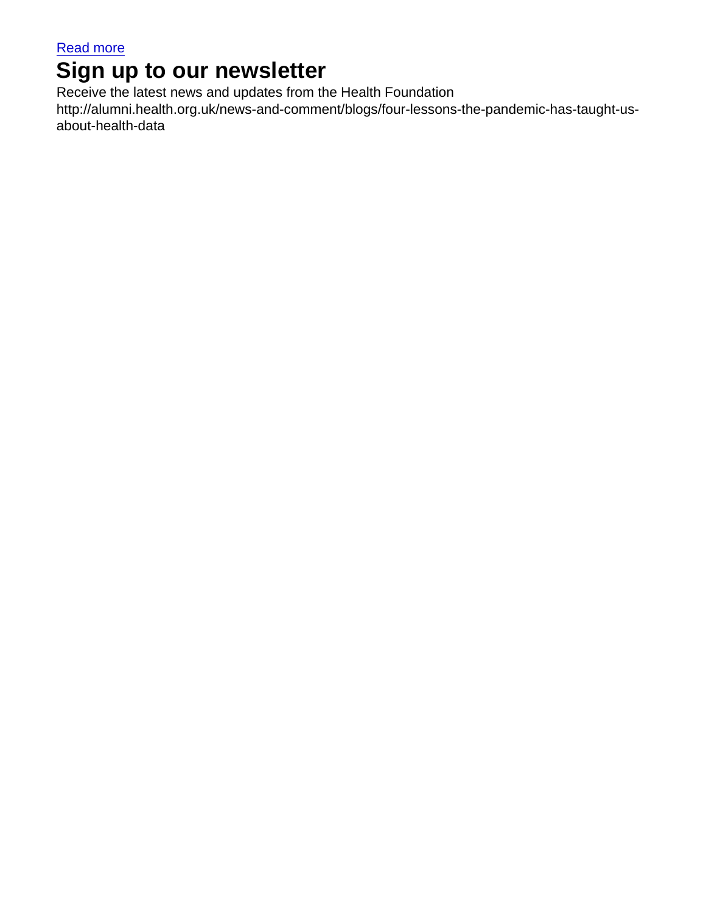[Read more]

## Sign up to our newsletter

Receive the latest news and updates from the Health Foundation

http://alumni.health.org.uk/news-and-comment/blogs/four-lessons-the-pandemic-has-taught-us-about-health-data